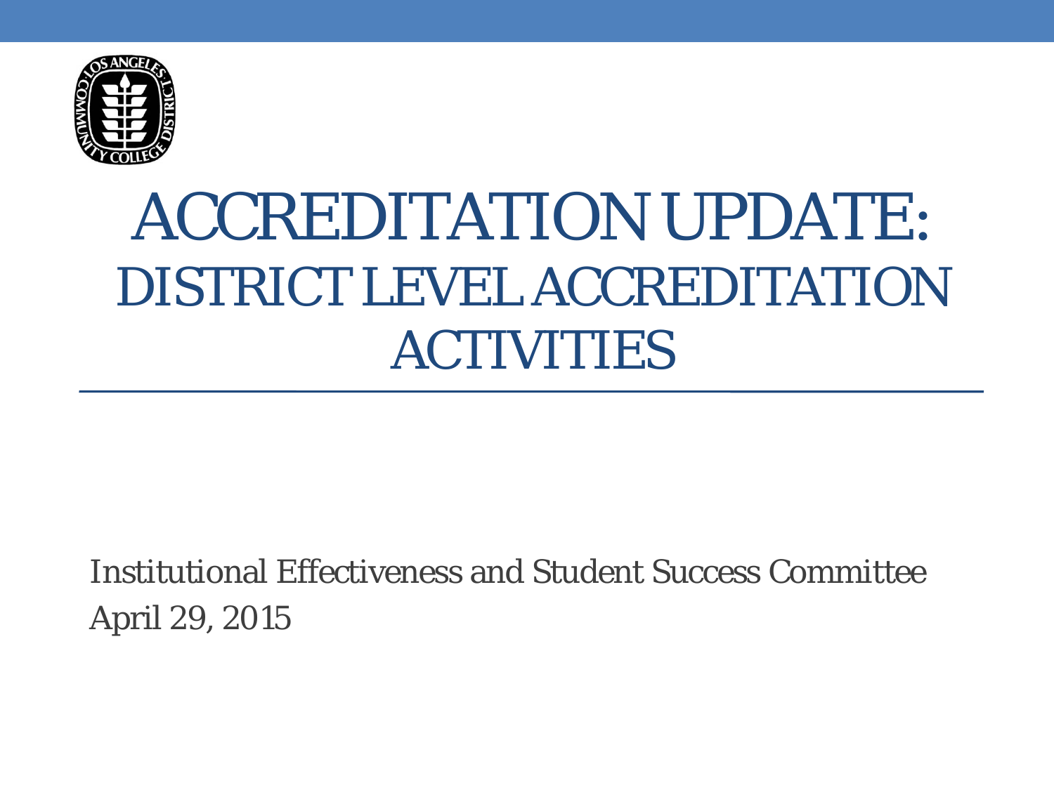# ACCREDITATION UPDATE: DISTRICT LEVEL ACCREDITATION ACTIVITIES

Institutional Effectiveness and Student Success Committee

April 29, 2015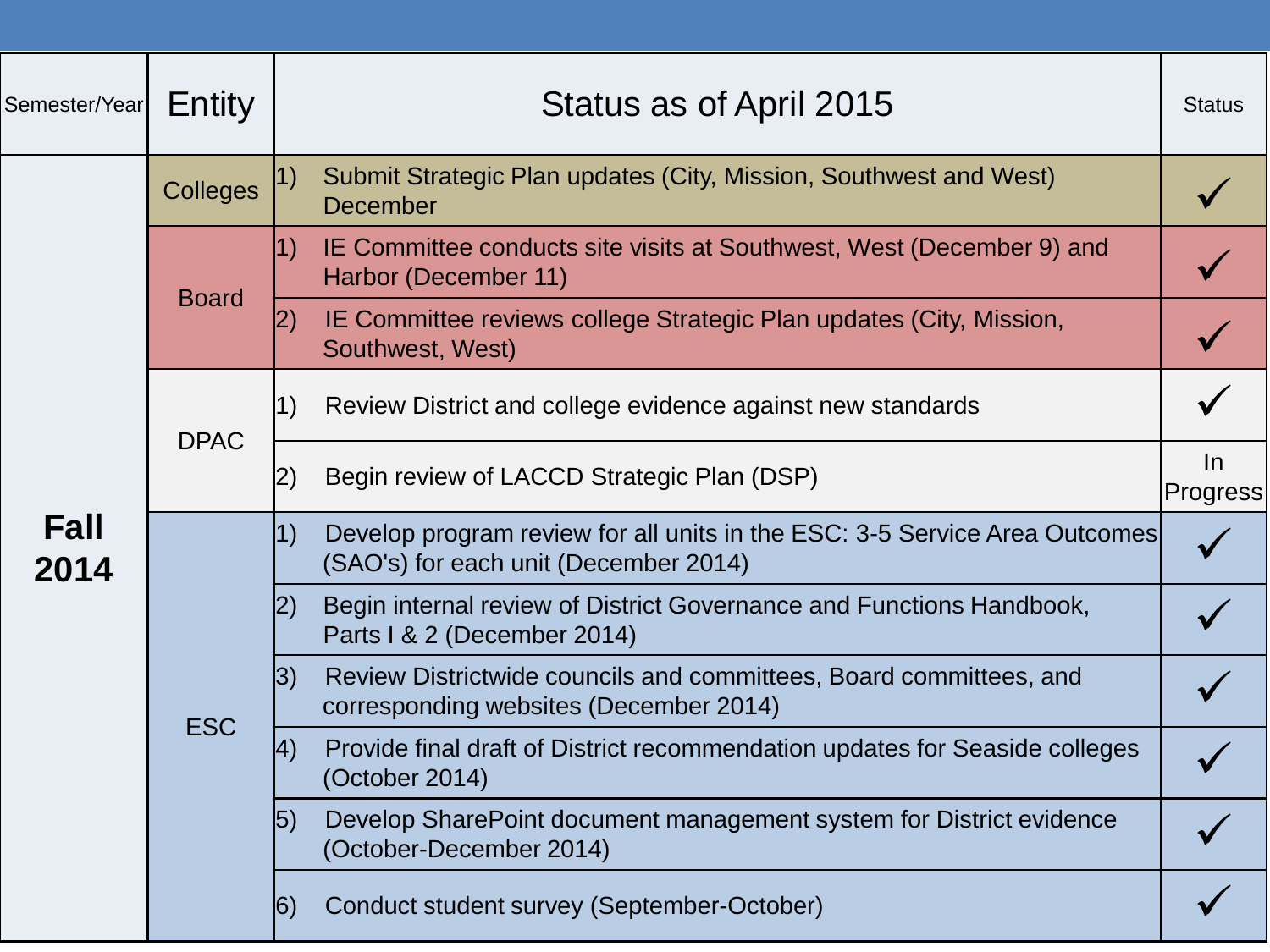| Semester/Year | Entity | Status as of April 2015 | Status |
|---|---|---|---|
| **Fall 2014** | Colleges | 1) Submit Strategic Plan updates (City, Mission, Southwest and West) December | ✓ |
| | Board | 1) IE Committee conducts site visits at Southwest, West (December 9) and Harbor (December 11) | ✓ |
| | | 2) IE Committee reviews college Strategic Plan updates (City, Mission, Southwest, West) | ✓ |
| | DPAC | 1) Review District and college evidence against new standards | ✓ |
| | | 2) Begin review of LACCD Strategic Plan (DSP) | In Progress |
| | ESC | 1) Develop program review for all units in the ESC: 3-5 Service Area Outcomes (SAO's) for each unit (December 2014) | ✓ |
| | | 2) Begin internal review of District Governance and Functions Handbook, Parts I & 2 (December 2014) | ✓ |
| | | 3) Review Districtwide councils and committees, Board committees, and corresponding websites (December 2014) | ✓ |
| | | 4) Provide final draft of District recommendation updates for Seaside colleges (October 2014) | ✓ |
| | | 5) Develop SharePoint document management system for District evidence (October-December 2014) | ✓ |
| | | 6) Conduct student survey (September-October) | ✓ |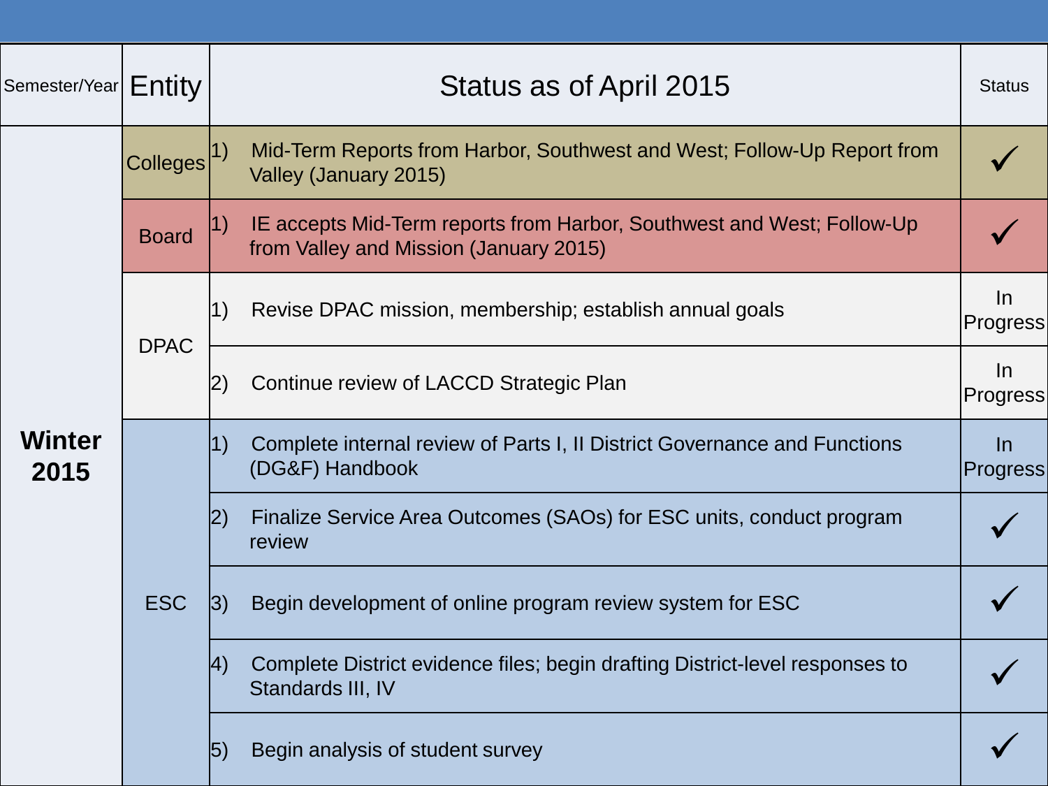| Semester/Year | Entity | Status as of April 2015 | Status |
|---|---|---|---|
| **Winter 2015** | Colleges | 1) Mid-Term Reports from Harbor, Southwest and West; Follow-Up Report from Valley (January 2015) | ✓ |
| | Board | 1) IE accepts Mid-Term reports from Harbor, Southwest and West; Follow-Up from Valley and Mission (January 2015) | ✓ |
| | DPAC | 1) Revise DPAC mission, membership; establish annual goals | In Progress |
| | | 2) Continue review of LACCD Strategic Plan | In Progress |
| | ESC | 1) Complete internal review of Parts I, II District Governance and Functions (DG&F) Handbook | In Progress |
| | | 2) Finalize Service Area Outcomes (SAOs) for ESC units, conduct program review | ✓ |
| | | 3) Begin development of online program review system for ESC | ✓ |
| | | 4) Complete District evidence files; begin drafting District-level responses to Standards III, IV | ✓ |
| | | 5) Begin analysis of student survey | ✓ |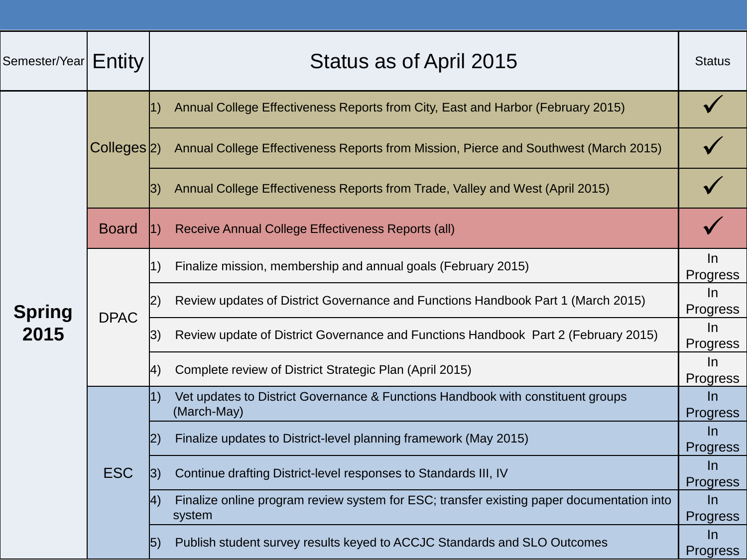| Semester/Year | Entity | Status as of April 2015 | Status |
|---|---|---|---|
| **Spring 2015** | Colleges | 1) Annual College Effectiveness Reports from City, East and Harbor (February 2015) | ✓ |
| | | 2) Annual College Effectiveness Reports from Mission, Pierce and Southwest (March 2015) | ✓ |
| | | 3) Annual College Effectiveness Reports from Trade, Valley and West (April 2015) | ✓ |
| | Board | 1) Receive Annual College Effectiveness Reports (all) | ✓ |
| | DPAC | 1) Finalize mission, membership and annual goals (February 2015) | In Progress |
| | | 2) Review updates of District Governance and Functions Handbook Part 1 (March 2015) | In Progress |
| | | 3) Review update of District Governance and Functions Handbook Part 2 (February 2015) | In Progress |
| | | 4) Complete review of District Strategic Plan (April 2015) | In Progress |
| | ESC | 1) Vet updates to District Governance & Functions Handbook with constituent groups (March-May) | In Progress |
| | | 2) Finalize updates to District-level planning framework (May 2015) | In Progress |
| | | 3) Continue drafting District-level responses to Standards III, IV | In Progress |
| | | 4) Finalize online program review system for ESC; transfer existing paper documentation into system | In Progress |
| | | 5) Publish student survey results keyed to ACCJC Standards and SLO Outcomes | In Progress |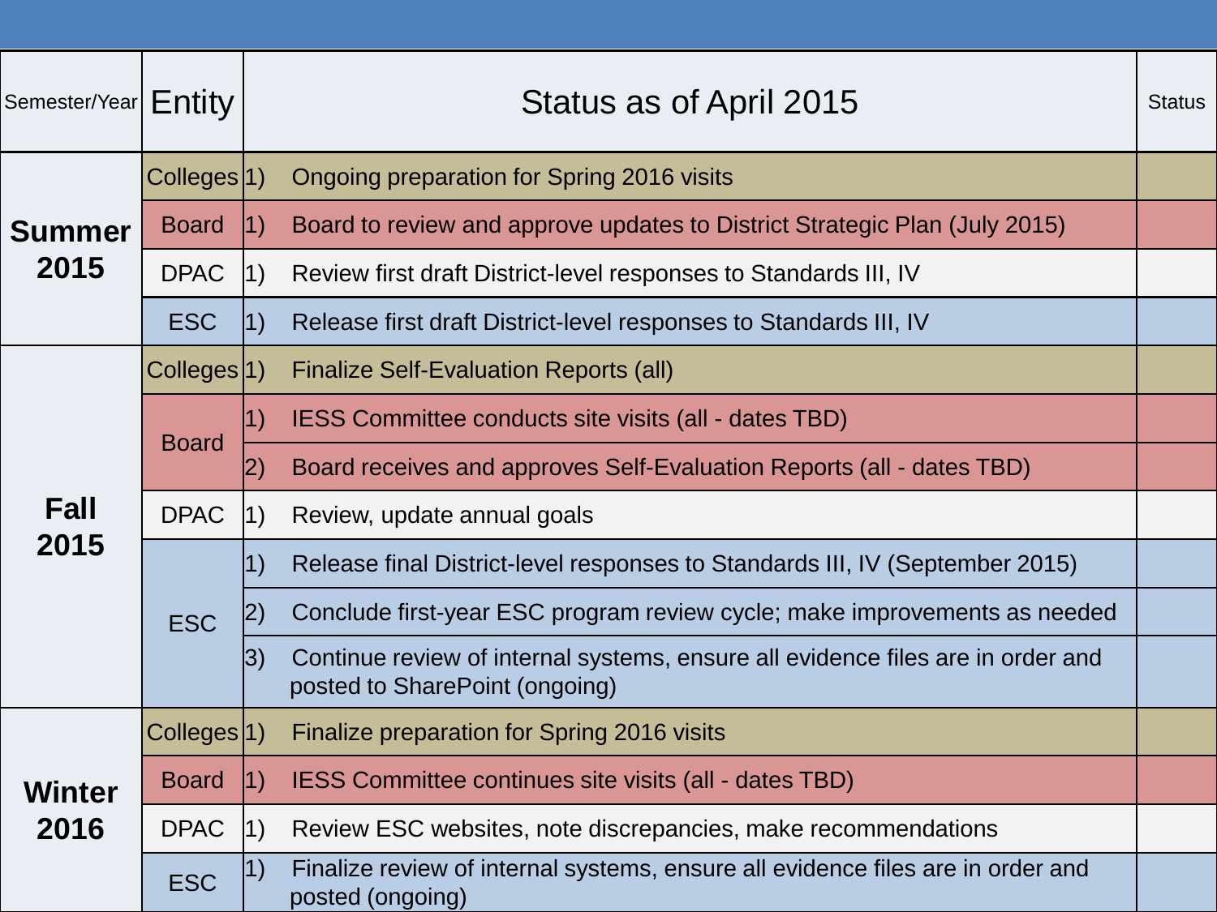| Semester/Year | Entity | Status as of April 2015 | Status |
|---|---|---|---|
| **Summer 2015** | Colleges | 1) Ongoing preparation for Spring 2016 visits | |
| | Board | 1) Board to review and approve updates to District Strategic Plan (July 2015) | |
| | DPAC | 1) Review first draft District-level responses to Standards III, IV | |
| | ESC | 1) Release first draft District-level responses to Standards III, IV | |
| **Fall 2015** | Colleges | 1) Finalize Self-Evaluation Reports (all) | |
| | Board | 1) IESS Committee conducts site visits (all - dates TBD) | |
| | | 2) Board receives and approves Self-Evaluation Reports (all - dates TBD) | |
| | DPAC | 1) Review, update annual goals | |
| | ESC | 1) Release final District-level responses to Standards III, IV (September 2015) | |
| | | 2) Conclude first-year ESC program review cycle; make improvements as needed | |
| | | 3) Continue review of internal systems, ensure all evidence files are in order and posted to SharePoint (ongoing) | |
| **Winter 2016** | Colleges | 1) Finalize preparation for Spring 2016 visits | |
| | Board | 1) IESS Committee continues site visits (all - dates TBD) | |
| | DPAC | 1) Review ESC websites, note discrepancies, make recommendations | |
| | ESC | 1) Finalize review of internal systems, ensure all evidence files are in order and posted (ongoing) | |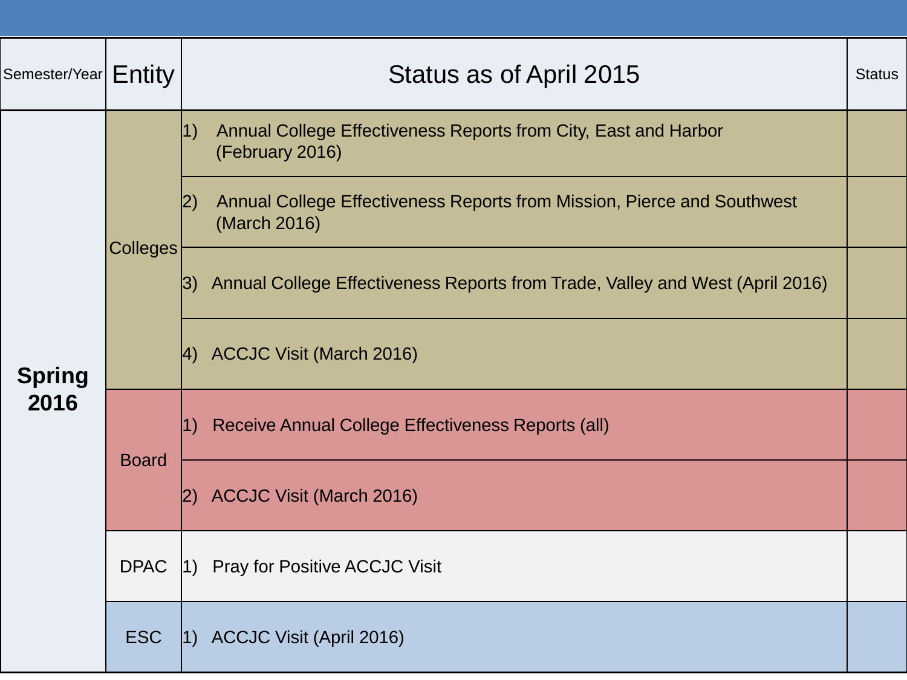| Semester/Year | Entity | Status as of April 2015 | Status |
| --- | --- | --- | --- |
| **Spring 2016** | Colleges | 1) Annual College Effectiveness Reports from City, East and Harbor (February 2016) | |
| | | 2) Annual College Effectiveness Reports from Mission, Pierce and Southwest (March 2016) | |
| | | 3) Annual College Effectiveness Reports from Trade, Valley and West (April 2016) | |
| | | 4) ACCJC Visit (March 2016) | |
| | Board | 1) Receive Annual College Effectiveness Reports (all) | |
| | | 2) ACCJC Visit (March 2016) | |
| | DPAC | 1) Pray for Positive ACCJC Visit | |
| | ESC | 1) ACCJC Visit (April 2016) | |